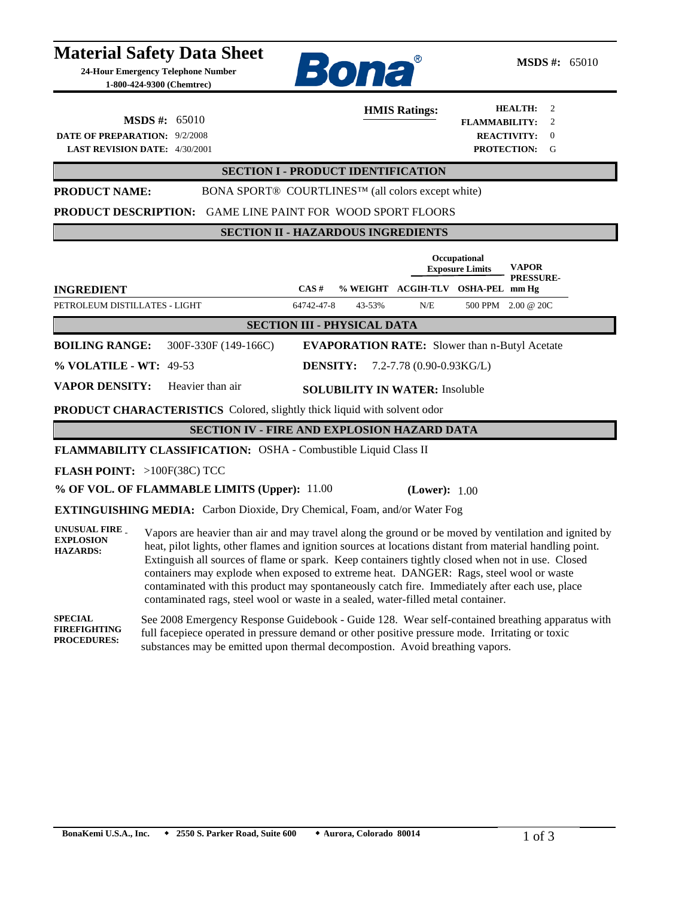# Material Safety Data Sheet

**24-Hour Emergency Telephone Number**
**1-800-424-9300 (Chemtrec)**

Bona®

**MSDS #:** 65010

**MSDS #:** 65010
**DATE OF PREPARATION:** 9/2/2008
**LAST REVISION DATE:** 4/30/2001

**HMIS Ratings:**

| | |
|---|---|
| **HEALTH:** | 2 |
| **FLAMMABILITY:** | 2 |
| **REACTIVITY:** | 0 |
| **PROTECTION:** | G |

## SECTION I - PRODUCT IDENTIFICATION

**PRODUCT NAME:** BONA SPORT® COURTLINES™ (all colors except white)

**PRODUCT DESCRIPTION:** GAME LINE PAINT FOR WOOD SPORT FLOORS

## SECTION II - HAZARDOUS INGREDIENTS

| INGREDIENT | CAS # | % WEIGHT | Occupational Exposure Limits ACGIH-TLV | OSHA-PEL | VAPOR PRESSURE- mm Hg |
|---|---|---|---|---|---|
| PETROLEUM DISTILLATES - LIGHT | 64742-47-8 | 43-53% | N/E | 500 PPM | 2.00 @ 20C |

## SECTION III - PHYSICAL DATA

**BOILING RANGE:** 300F-330F (149-166C)

**EVAPORATION RATE:** Slower than n-Butyl Acetate

**% VOLATILE - WT:** 49-53

**DENSITY:** 7.2-7.78 (0.90-0.93KG/L)

**VAPOR DENSITY:** Heavier than air

**SOLUBILITY IN WATER:** Insoluble

**PRODUCT CHARACTERISTICS** Colored, slightly thick liquid with solvent odor

## SECTION IV - FIRE AND EXPLOSION HAZARD DATA

**FLAMMABILITY CLASSIFICATION:** OSHA - Combustible Liquid Class II

**FLASH POINT:** >100F(38C) TCC

**% OF VOL. OF FLAMMABLE LIMITS (Upper):** 11.00 **(Lower):** 1.00

**EXTINGUISHING MEDIA:** Carbon Dioxide, Dry Chemical, Foam, and/or Water Fog

**UNUSUAL FIRE EXPLOSION HAZARDS:** Vapors are heavier than air and may travel along the ground or be moved by ventilation and ignited by heat, pilot lights, other flames and ignition sources at locations distant from material handling point. Extinguish all sources of flame or spark. Keep containers tightly closed when not in use. Closed containers may explode when exposed to extreme heat. DANGER: Rags, steel wool or waste contaminated with this product may spontaneously catch fire. Immediately after each use, place contaminated rags, steel wool or waste in a sealed, water-filled metal container.

**SPECIAL FIREFIGHTING PROCEDURES:** See 2008 Emergency Response Guidebook - Guide 128. Wear self-contained breathing apparatus with full facepiece operated in pressure demand or other positive pressure mode. Irritating or toxic substances may be emitted upon thermal decompostion. Avoid breathing vapors.

BonaKemi U.S.A., Inc. • 2550 S. Parker Road, Suite 600 • Aurora, Colorado 80014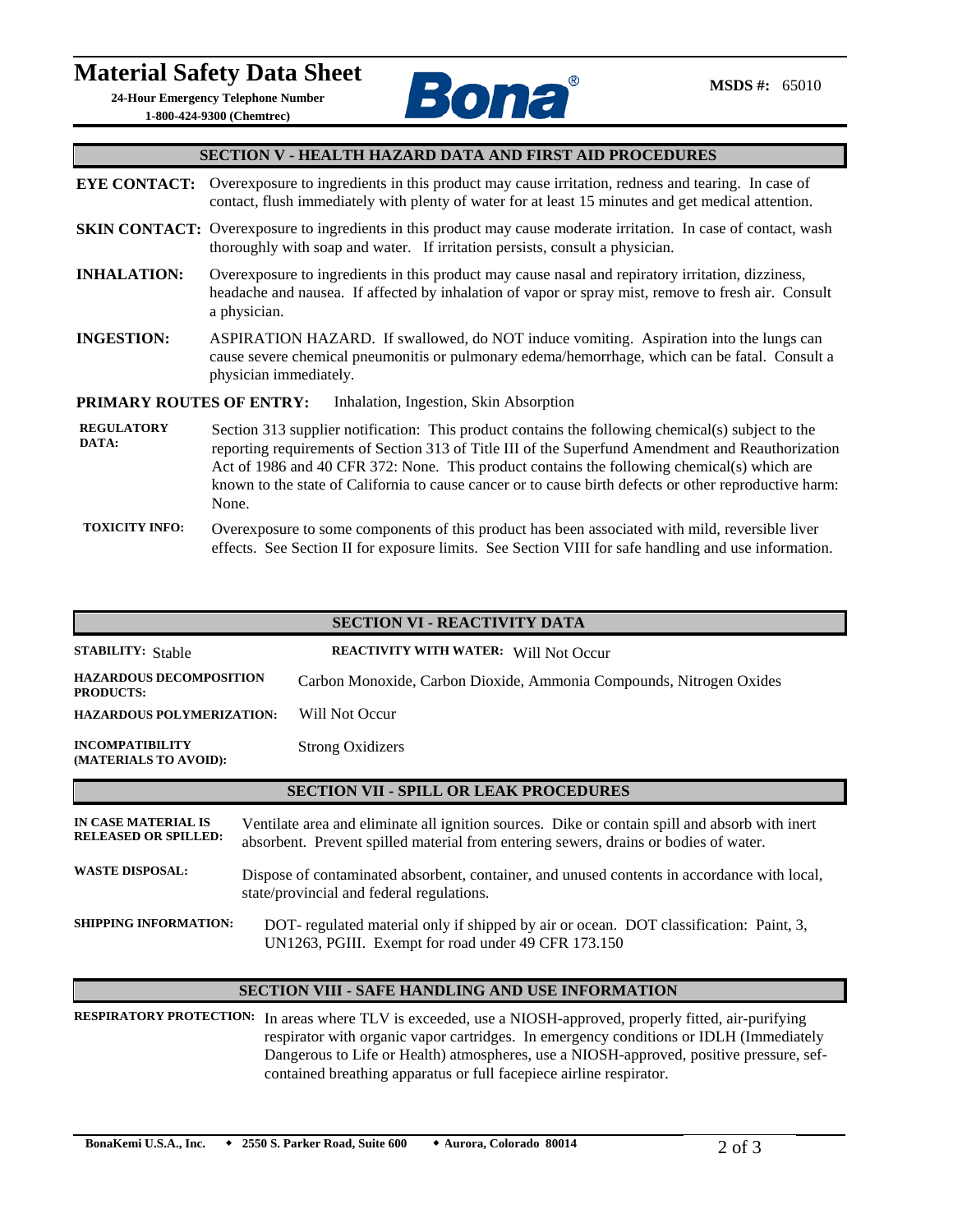# Material Safety Data Sheet

**24-Hour Emergency Telephone Number**
**1-800-424-9300 (Chemtrec)**

**MSDS #:** 65010

## SECTION V - HEALTH HAZARD DATA AND FIRST AID PROCEDURES

**EYE CONTACT:** Overexposure to ingredients in this product may cause irritation, redness and tearing. In case of contact, flush immediately with plenty of water for at least 15 minutes and get medical attention.

**SKIN CONTACT:** Overexposure to ingredients in this product may cause moderate irritation. In case of contact, wash thoroughly with soap and water. If irritation persists, consult a physician.

**INHALATION:** Overexposure to ingredients in this product may cause nasal and repiratory irritation, dizziness, headache and nausea. If affected by inhalation of vapor or spray mist, remove to fresh air. Consult a physician.

**INGESTION:** ASPIRATION HAZARD. If swallowed, do NOT induce vomiting. Aspiration into the lungs can cause severe chemical pneumonitis or pulmonary edema/hemorrhage, which can be fatal. Consult a physician immediately.

**PRIMARY ROUTES OF ENTRY:** Inhalation, Ingestion, Skin Absorption

**REGULATORY DATA:** Section 313 supplier notification: This product contains the following chemical(s) subject to the reporting requirements of Section 313 of Title III of the Superfund Amendment and Reauthorization Act of 1986 and 40 CFR 372: None. This product contains the following chemical(s) which are known to the state of California to cause cancer or to cause birth defects or other reproductive harm: None.

**TOXICITY INFO:** Overexposure to some components of this product has been associated with mild, reversible liver effects. See Section II for exposure limits. See Section VIII for safe handling and use information.

## SECTION VI - REACTIVITY DATA

**STABILITY:** Stable

**REACTIVITY WITH WATER:** Will Not Occur

**HAZARDOUS DECOMPOSITION PRODUCTS:** Carbon Monoxide, Carbon Dioxide, Ammonia Compounds, Nitrogen Oxides

**HAZARDOUS POLYMERIZATION:** Will Not Occur

**INCOMPATIBILITY (MATERIALS TO AVOID):** Strong Oxidizers

## SECTION VII - SPILL OR LEAK PROCEDURES

**IN CASE MATERIAL IS RELEASED OR SPILLED:** Ventilate area and eliminate all ignition sources. Dike or contain spill and absorb with inert absorbent. Prevent spilled material from entering sewers, drains or bodies of water.

**WASTE DISPOSAL:** Dispose of contaminated absorbent, container, and unused contents in accordance with local, state/provincial and federal regulations.

**SHIPPING INFORMATION:** DOT- regulated material only if shipped by air or ocean. DOT classification: Paint, 3, UN1263, PGIII. Exempt for road under 49 CFR 173.150

## SECTION VIII - SAFE HANDLING AND USE INFORMATION

**RESPIRATORY PROTECTION:** In areas where TLV is exceeded, use a NIOSH-approved, properly fitted, air-purifying respirator with organic vapor cartridges. In emergency conditions or IDLH (Immediately Dangerous to Life or Health) atmospheres, use a NIOSH-approved, positive pressure, sef-contained breathing apparatus or full facepiece airline respirator.

**BonaKemi U.S.A., Inc.** ◆ **2550 S. Parker Road, Suite 600** ◆ **Aurora, Colorado 80014**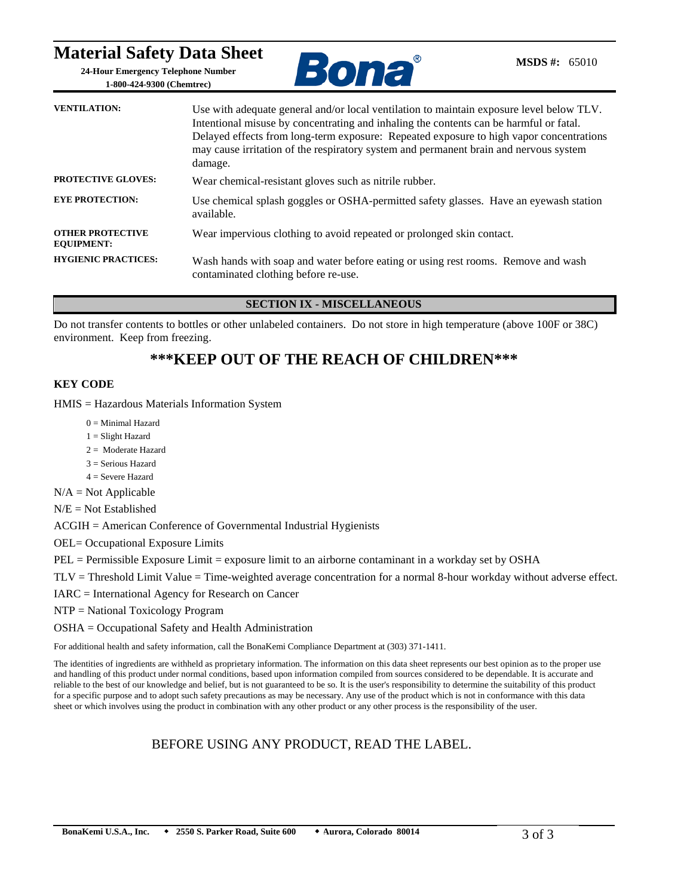| | |
|---|---|
| **VENTILATION:** | Use with adequate general and/or local ventilation to maintain exposure level below TLV. Intentional misuse by concentrating and inhaling the contents can be harmful or fatal. Delayed effects from long-term exposure: Repeated exposure to high vapor concentrations may cause irritation of the respiratory system and permanent brain and nervous system damage. |
| **PROTECTIVE GLOVES:** | Wear chemical-resistant gloves such as nitrile rubber. |
| **EYE PROTECTION:** | Use chemical splash goggles or OSHA-permitted safety glasses. Have an eyewash station available. |
| **OTHER PROTECTIVE EQUIPMENT:** | Wear impervious clothing to avoid repeated or prolonged skin contact. |
| **HYGIENIC PRACTICES:** | Wash hands with soap and water before eating or using rest rooms. Remove and wash contaminated clothing before re-use. |

## SECTION IX - MISCELLANEOUS

Do not transfer contents to bottles or other unlabeled containers. Do not store in high temperature (above 100F or 38C) environment. Keep from freezing.

## ***KEEP OUT OF THE REACH OF CHILDREN***

**KEY CODE**

HMIS = Hazardous Materials Information System

- 0 = Minimal Hazard
- 1 = Slight Hazard
- 2 = Moderate Hazard
- 3 = Serious Hazard
- 4 = Severe Hazard

N/A = Not Applicable

N/E = Not Established

ACGIH = American Conference of Governmental Industrial Hygienists

OEL= Occupational Exposure Limits

PEL = Permissible Exposure Limit = exposure limit to an airborne contaminant in a workday set by OSHA

TLV = Threshold Limit Value = Time-weighted average concentration for a normal 8-hour workday without adverse effect.

IARC = International Agency for Research on Cancer

NTP = National Toxicology Program

OSHA = Occupational Safety and Health Administration

For additional health and safety information, call the BonaKemi Compliance Department at (303) 371-1411.

The identities of ingredients are withheld as proprietary information. The information on this data sheet represents our best opinion as to the proper use and handling of this product under normal conditions, based upon information compiled from sources considered to be dependable. It is accurate and reliable to the best of our knowledge and belief, but is not guaranteed to be so. It is the user's responsibility to determine the suitability of this product for a specific purpose and to adopt such safety precautions as may be necessary. Any use of the product which is not in conformance with this data sheet or which involves using the product in combination with any other product or any other process is the responsibility of the user.

BEFORE USING ANY PRODUCT, READ THE LABEL.